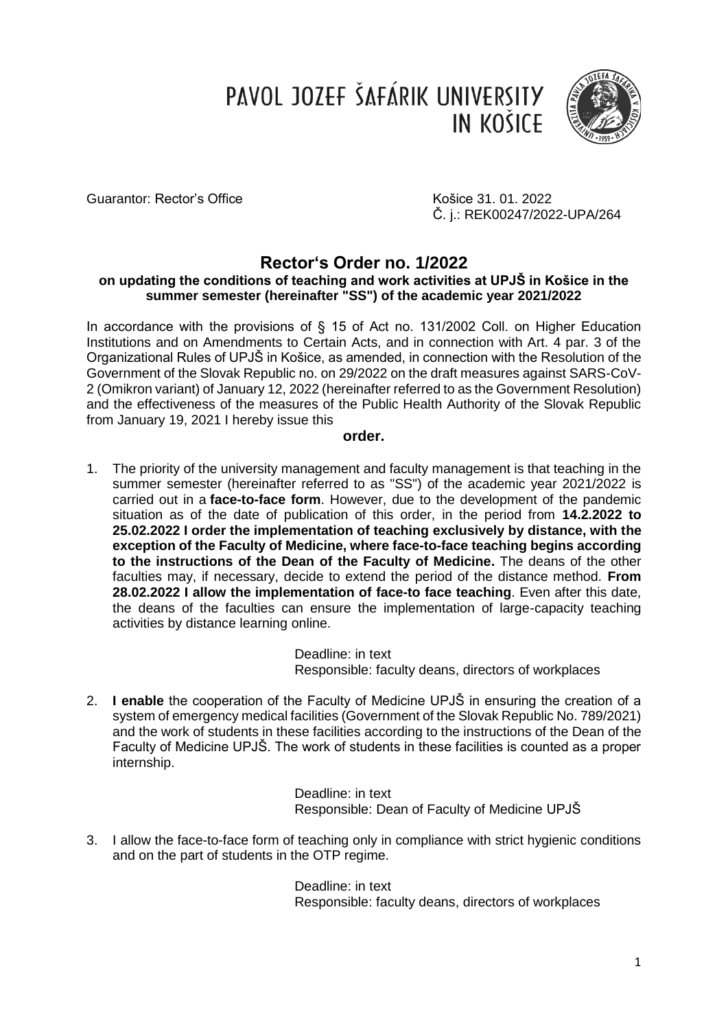# PAVOL JOZEF ŠAFÁRIK UNIVERSITY IN KOŠICE

Guarantor: Rector's Office

Košice 31. 01. 2022
Č. j.: REK00247/2022-UPA/264

## Rector's Order no. 1/2022

### on updating the conditions of teaching and work activities at UPJŠ in Košice in the summer semester (hereinafter "SS") of the academic year 2021/2022

In accordance with the provisions of § 15 of Act no. 131/2002 Coll. on Higher Education Institutions and on Amendments to Certain Acts, and in connection with Art. 4 par. 3 of the Organizational Rules of UPJŠ in Košice, as amended, in connection with the Resolution of the Government of the Slovak Republic no. on 29/2022 on the draft measures against SARS-CoV-2 (Omikron variant) of January 12, 2022 (hereinafter referred to as the Government Resolution) and the effectiveness of the measures of the Public Health Authority of the Slovak Republic from January 19, 2021 I hereby issue this

**order.**

1. The priority of the university management and faculty management is that teaching in the summer semester (hereinafter referred to as "SS") of the academic year 2021/2022 is carried out in a **face-to-face form**. However, due to the development of the pandemic situation as of the date of publication of this order, in the period from **14.2.2022 to 25.02.2022 I order the implementation of teaching exclusively by distance, with the exception of the Faculty of Medicine, where face-to-face teaching begins according to the instructions of the Dean of the Faculty of Medicine.** The deans of the other faculties may, if necessary, decide to extend the period of the distance method. **From 28.02.2022 I allow the implementation of face-to face teaching**. Even after this date, the deans of the faculties can ensure the implementation of large-capacity teaching activities by distance learning online.

   Deadline: in text
   Responsible: faculty deans, directors of workplaces

2. **I enable** the cooperation of the Faculty of Medicine UPJŠ in ensuring the creation of a system of emergency medical facilities (Government of the Slovak Republic No. 789/2021) and the work of students in these facilities according to the instructions of the Dean of the Faculty of Medicine UPJŠ. The work of students in these facilities is counted as a proper internship.

   Deadline: in text
   Responsible: Dean of Faculty of Medicine UPJŠ

3. I allow the face-to-face form of teaching only in compliance with strict hygienic conditions and on the part of students in the OTP regime.

   Deadline: in text
   Responsible: faculty deans, directors of workplaces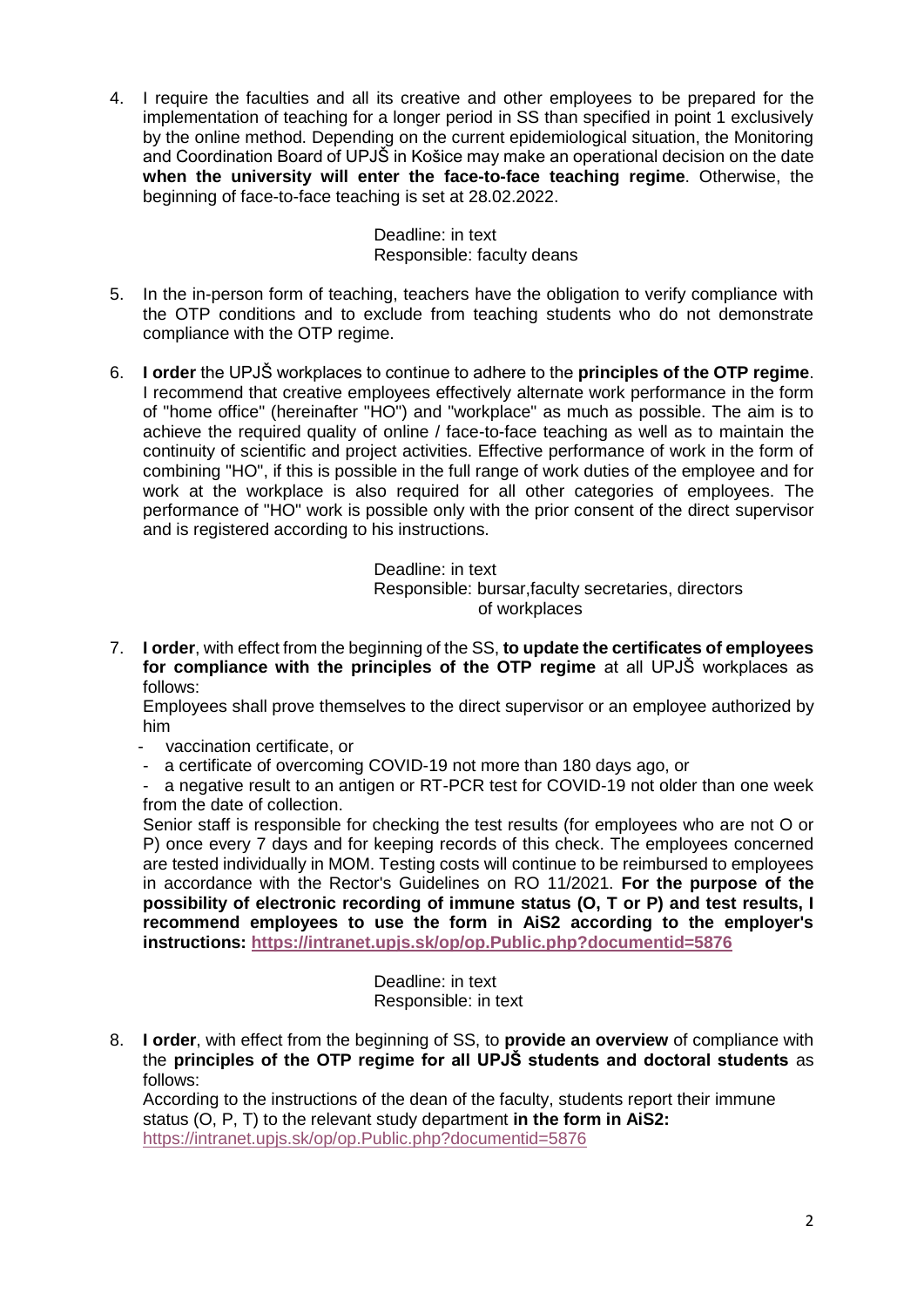4. I require the faculties and all its creative and other employees to be prepared for the implementation of teaching for a longer period in SS than specified in point 1 exclusively by the online method. Depending on the current epidemiological situation, the Monitoring and Coordination Board of UPJŠ in Košice may make an operational decision on the date **when the university will enter the face-to-face teaching regime**. Otherwise, the beginning of face-to-face teaching is set at 28.02.2022.

   Deadline: in text
   Responsible: faculty deans

5. In the in-person form of teaching, teachers have the obligation to verify compliance with the OTP conditions and to exclude from teaching students who do not demonstrate compliance with the OTP regime.

6. **I order** the UPJŠ workplaces to continue to adhere to the **principles of the OTP regime**. I recommend that creative employees effectively alternate work performance in the form of "home office" (hereinafter "HO") and "workplace" as much as possible. The aim is to achieve the required quality of online / face-to-face teaching as well as to maintain the continuity of scientific and project activities. Effective performance of work in the form of combining "HO", if this is possible in the full range of work duties of the employee and for work at the workplace is also required for all other categories of employees. The performance of "HO" work is possible only with the prior consent of the direct supervisor and is registered according to his instructions.

   Deadline: in text
   Responsible: bursar,faculty secretaries, directors of workplaces

7. **I order**, with effect from the beginning of the SS, **to update the certificates of employees for compliance with the principles of the OTP regime** at all UPJŠ workplaces as follows:
   Employees shall prove themselves to the direct supervisor or an employee authorized by him
   - vaccination certificate, or
   - a certificate of overcoming COVID-19 not more than 180 days ago, or
   - a negative result to an antigen or RT-PCR test for COVID-19 not older than one week from the date of collection.

   Senior staff is responsible for checking the test results (for employees who are not O or P) once every 7 days and for keeping records of this check. The employees concerned are tested individually in MOM. Testing costs will continue to be reimbursed to employees in accordance with the Rector's Guidelines on RO 11/2021. **For the purpose of the possibility of electronic recording of immune status (O, T or P) and test results, I recommend employees to use the form in AiS2 according to the employer's instructions: https://intranet.upjs.sk/op/op.Public.php?documentid=5876**

   Deadline: in text
   Responsible: in text

8. **I order**, with effect from the beginning of SS, to **provide an overview** of compliance with the **principles of the OTP regime for all UPJŠ students and doctoral students** as follows:
   According to the instructions of the dean of the faculty, students report their immune status (O, P, T) to the relevant study department **in the form in AiS2:** https://intranet.upjs.sk/op/op.Public.php?documentid=5876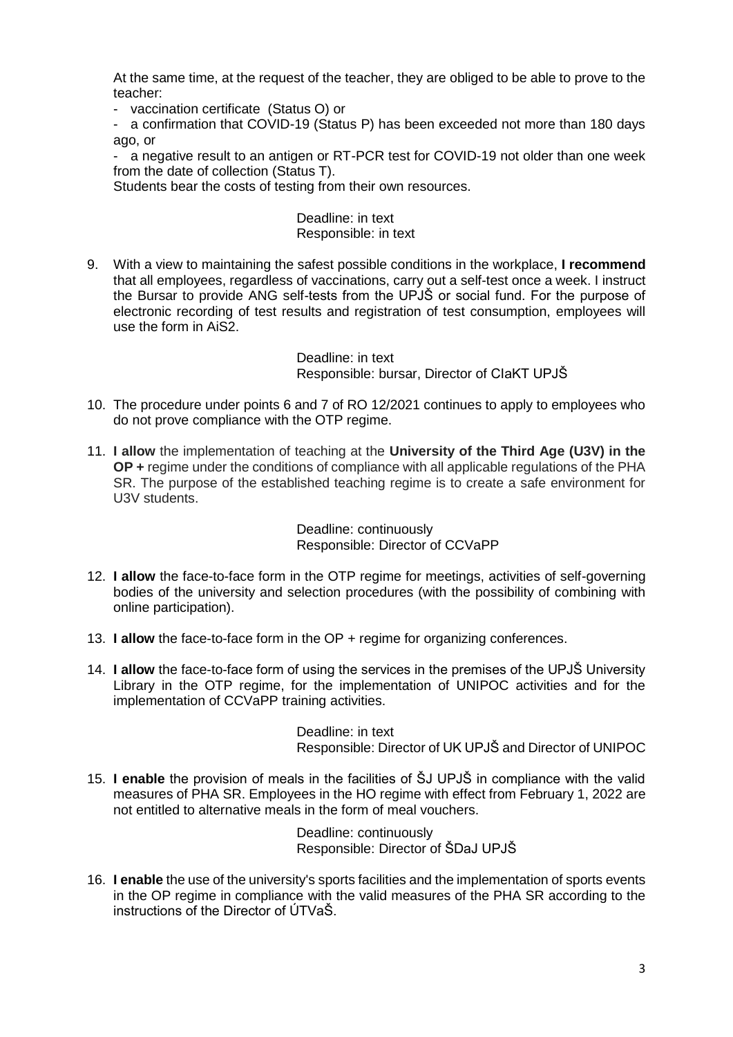At the same time, at the request of the teacher, they are obliged to be able to prove to the teacher:

- vaccination certificate (Status O) or
- a confirmation that COVID-19 (Status P) has been exceeded not more than 180 days ago, or
- a negative result to an antigen or RT-PCR test for COVID-19 not older than one week from the date of collection (Status T).

Students bear the costs of testing from their own resources.

Deadline: in text
Responsible: in text

9. With a view to maintaining the safest possible conditions in the workplace, **I recommend** that all employees, regardless of vaccinations, carry out a self-test once a week. I instruct the Bursar to provide ANG self-tests from the UPJŠ or social fund. For the purpose of electronic recording of test results and registration of test consumption, employees will use the form in AiS2.

   Deadline: in text
   Responsible: bursar, Director of CIaKT UPJŠ

10. The procedure under points 6 and 7 of RO 12/2021 continues to apply to employees who do not prove compliance with the OTP regime.

11. **I allow** the implementation of teaching at the **University of the Third Age (U3V) in the OP +** regime under the conditions of compliance with all applicable regulations of the PHA SR. The purpose of the established teaching regime is to create a safe environment for U3V students.

    Deadline: continuously
    Responsible: Director of CCVaPP

12. **I allow** the face-to-face form in the OTP regime for meetings, activities of self-governing bodies of the university and selection procedures (with the possibility of combining with online participation).

13. **I allow** the face-to-face form in the OP + regime for organizing conferences.

14. **I allow** the face-to-face form of using the services in the premises of the UPJŠ University Library in the OTP regime, for the implementation of UNIPOC activities and for the implementation of CCVaPP training activities.

    Deadline: in text
    Responsible: Director of UK UPJŠ and Director of UNIPOC

15. **I enable** the provision of meals in the facilities of ŠJ UPJŠ in compliance with the valid measures of PHA SR. Employees in the HO regime with effect from February 1, 2022 are not entitled to alternative meals in the form of meal vouchers.

    Deadline: continuously
    Responsible: Director of ŠDaJ UPJŠ

16. **I enable** the use of the university's sports facilities and the implementation of sports events in the OP regime in compliance with the valid measures of the PHA SR according to the instructions of the Director of ÚTVaŠ.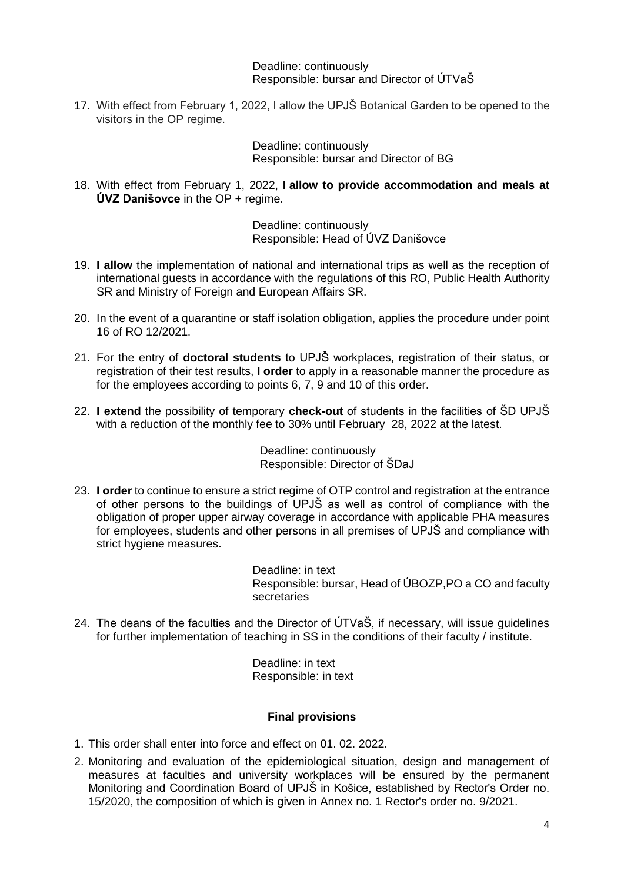Deadline: continuously
Responsible: bursar and Director of ÚTVaŠ

17. With effect from February 1, 2022, I allow the UPJŠ Botanical Garden to be opened to the visitors in the OP regime.

    Deadline: continuously
    Responsible: bursar and Director of BG

18. With effect from February 1, 2022, **I allow to provide accommodation and meals at ÚVZ Danišovce** in the OP + regime.

    Deadline: continuously
    Responsible: Head of ÚVZ Danišovce

19. **I allow** the implementation of national and international trips as well as the reception of international guests in accordance with the regulations of this RO, Public Health Authority SR and Ministry of Foreign and European Affairs SR.

20. In the event of a quarantine or staff isolation obligation, applies the procedure under point 16 of RO 12/2021.

21. For the entry of **doctoral students** to UPJŠ workplaces, registration of their status, or registration of their test results, **I order** to apply in a reasonable manner the procedure as for the employees according to points 6, 7, 9 and 10 of this order.

22. **I extend** the possibility of temporary **check-out** of students in the facilities of ŠD UPJŠ with a reduction of the monthly fee to 30% until February 28, 2022 at the latest.

    Deadline: continuously
    Responsible: Director of ŠDaJ

23. **I order** to continue to ensure a strict regime of OTP control and registration at the entrance of other persons to the buildings of UPJŠ as well as control of compliance with the obligation of proper upper airway coverage in accordance with applicable PHA measures for employees, students and other persons in all premises of UPJŠ and compliance with strict hygiene measures.

    Deadline: in text
    Responsible: bursar, Head of ÚBOZP,PO a CO and faculty secretaries

24. The deans of the faculties and the Director of ÚTVaŠ, if necessary, will issue guidelines for further implementation of teaching in SS in the conditions of their faculty / institute.

    Deadline: in text
    Responsible: in text

### Final provisions

1. This order shall enter into force and effect on 01. 02. 2022.
2. Monitoring and evaluation of the epidemiological situation, design and management of measures at faculties and university workplaces will be ensured by the permanent Monitoring and Coordination Board of UPJŠ in Košice, established by Rector's Order no. 15/2020, the composition of which is given in Annex no. 1 Rector's order no. 9/2021.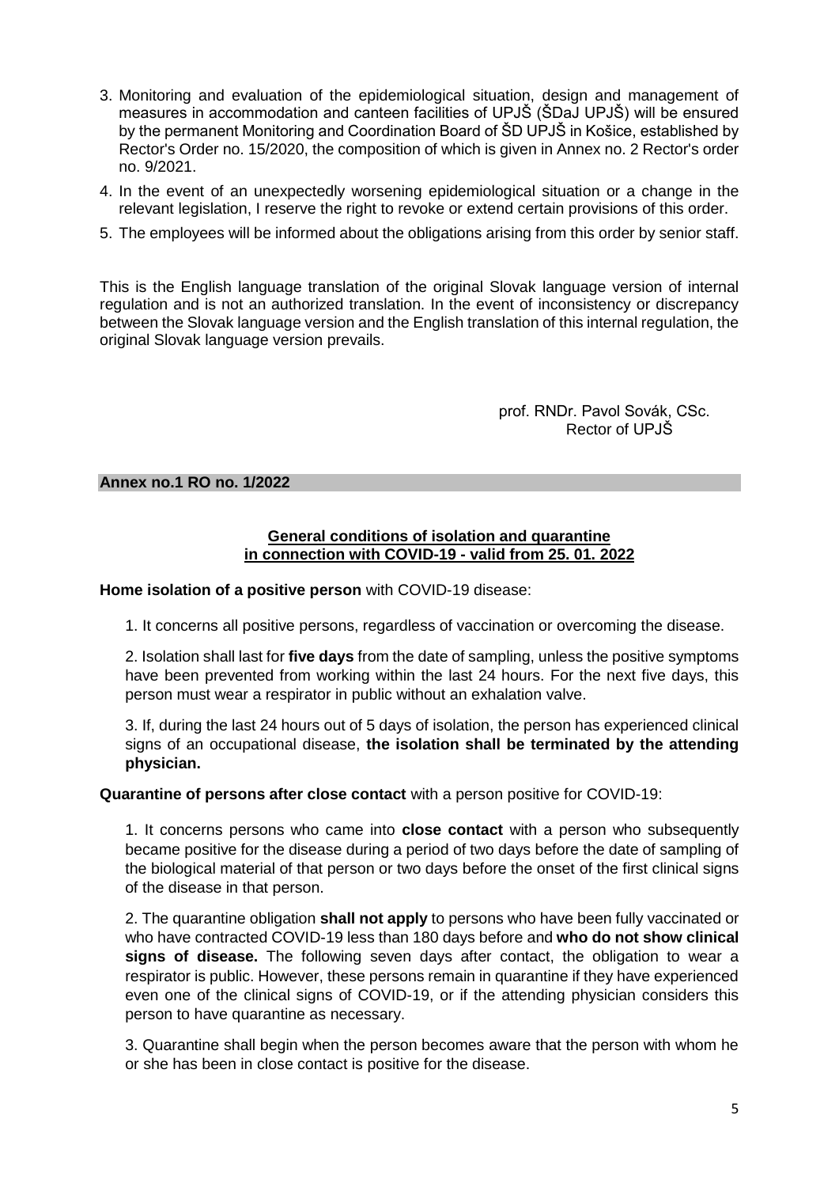3. Monitoring and evaluation of the epidemiological situation, design and management of measures in accommodation and canteen facilities of UPJŠ (ŠDaJ UPJŠ) will be ensured by the permanent Monitoring and Coordination Board of ŠD UPJŠ in Košice, established by Rector's Order no. 15/2020, the composition of which is given in Annex no. 2 Rector's order no. 9/2021.
4. In the event of an unexpectedly worsening epidemiological situation or a change in the relevant legislation, I reserve the right to revoke or extend certain provisions of this order.
5. The employees will be informed about the obligations arising from this order by senior staff.

This is the English language translation of the original Slovak language version of internal regulation and is not an authorized translation. In the event of inconsistency or discrepancy between the Slovak language version and the English translation of this internal regulation, the original Slovak language version prevails.

prof. RNDr. Pavol Sovák, CSc.
Rector of UPJŠ

**Annex no.1 RO no. 1/2022**

## General conditions of isolation and quarantine in connection with COVID-19 - valid from 25. 01. 2022

**Home isolation of a positive person** with COVID-19 disease:

1. It concerns all positive persons, regardless of vaccination or overcoming the disease.

2. Isolation shall last for **five days** from the date of sampling, unless the positive symptoms have been prevented from working within the last 24 hours. For the next five days, this person must wear a respirator in public without an exhalation valve.

3. If, during the last 24 hours out of 5 days of isolation, the person has experienced clinical signs of an occupational disease, **the isolation shall be terminated by the attending physician.**

**Quarantine of persons after close contact** with a person positive for COVID-19:

1. It concerns persons who came into **close contact** with a person who subsequently became positive for the disease during a period of two days before the date of sampling of the biological material of that person or two days before the onset of the first clinical signs of the disease in that person.

2. The quarantine obligation **shall not apply** to persons who have been fully vaccinated or who have contracted COVID-19 less than 180 days before and **who do not show clinical signs of disease.** The following seven days after contact, the obligation to wear a respirator is public. However, these persons remain in quarantine if they have experienced even one of the clinical signs of COVID-19, or if the attending physician considers this person to have quarantine as necessary.

3. Quarantine shall begin when the person becomes aware that the person with whom he or she has been in close contact is positive for the disease.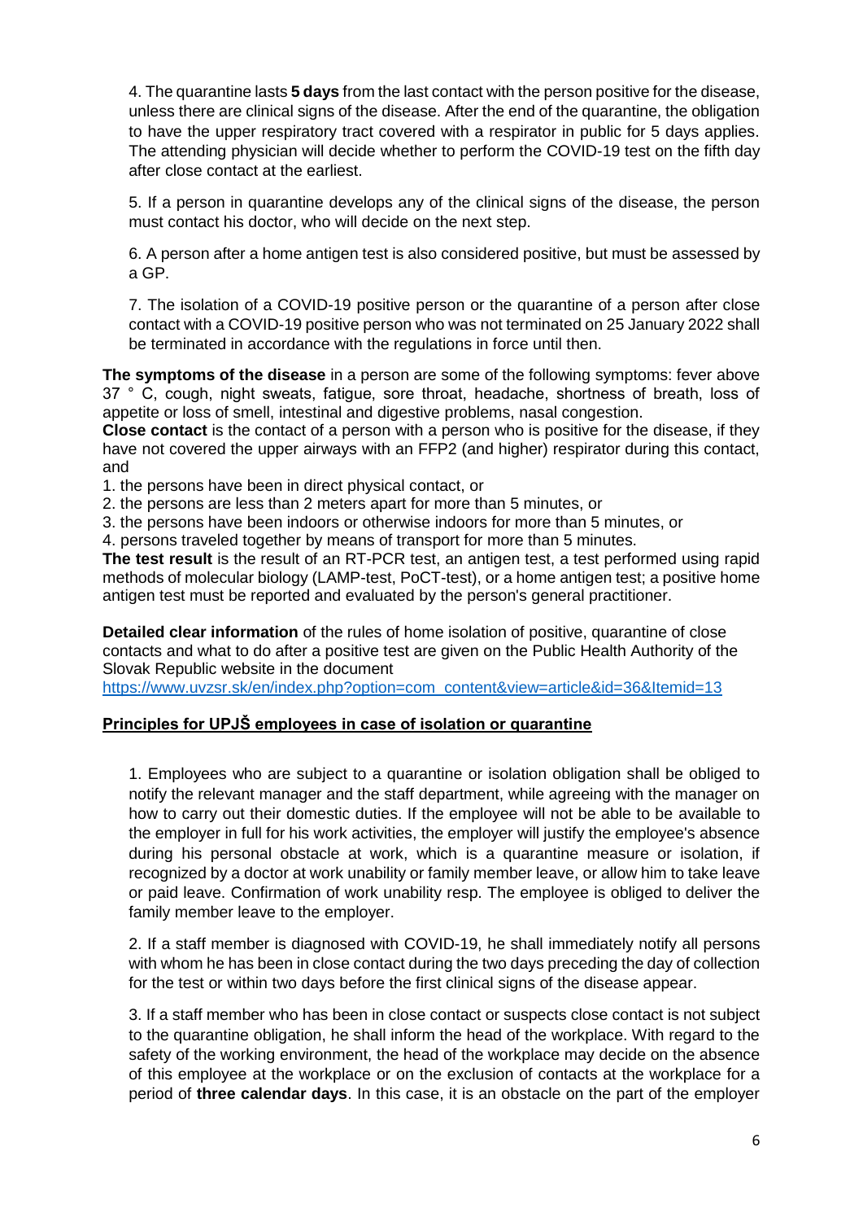4. The quarantine lasts **5 days** from the last contact with the person positive for the disease, unless there are clinical signs of the disease. After the end of the quarantine, the obligation to have the upper respiratory tract covered with a respirator in public for 5 days applies. The attending physician will decide whether to perform the COVID-19 test on the fifth day after close contact at the earliest.

5. If a person in quarantine develops any of the clinical signs of the disease, the person must contact his doctor, who will decide on the next step.

6. A person after a home antigen test is also considered positive, but must be assessed by a GP.

7. The isolation of a COVID-19 positive person or the quarantine of a person after close contact with a COVID-19 positive person who was not terminated on 25 January 2022 shall be terminated in accordance with the regulations in force until then.

**The symptoms of the disease** in a person are some of the following symptoms: fever above 37 ° C, cough, night sweats, fatigue, sore throat, headache, shortness of breath, loss of appetite or loss of smell, intestinal and digestive problems, nasal congestion.

**Close contact** is the contact of a person with a person who is positive for the disease, if they have not covered the upper airways with an FFP2 (and higher) respirator during this contact, and

1. the persons have been in direct physical contact, or
2. the persons are less than 2 meters apart for more than 5 minutes, or
3. the persons have been indoors or otherwise indoors for more than 5 minutes, or
4. persons traveled together by means of transport for more than 5 minutes.

**The test result** is the result of an RT-PCR test, an antigen test, a test performed using rapid methods of molecular biology (LAMP-test, PoCT-test), or a home antigen test; a positive home antigen test must be reported and evaluated by the person's general practitioner.

**Detailed clear information** of the rules of home isolation of positive, quarantine of close contacts and what to do after a positive test are given on the Public Health Authority of the Slovak Republic website in the document https://www.uvzsr.sk/en/index.php?option=com_content&view=article&id=36&Itemid=13

## Principles for UPJŠ employees in case of isolation or quarantine

1. Employees who are subject to a quarantine or isolation obligation shall be obliged to notify the relevant manager and the staff department, while agreeing with the manager on how to carry out their domestic duties. If the employee will not be able to be available to the employer in full for his work activities, the employer will justify the employee's absence during his personal obstacle at work, which is a quarantine measure or isolation, if recognized by a doctor at work unability or family member leave, or allow him to take leave or paid leave. Confirmation of work unability resp. The employee is obliged to deliver the family member leave to the employer.

2. If a staff member is diagnosed with COVID-19, he shall immediately notify all persons with whom he has been in close contact during the two days preceding the day of collection for the test or within two days before the first clinical signs of the disease appear.

3. If a staff member who has been in close contact or suspects close contact is not subject to the quarantine obligation, he shall inform the head of the workplace. With regard to the safety of the working environment, the head of the workplace may decide on the absence of this employee at the workplace or on the exclusion of contacts at the workplace for a period of **three calendar days**. In this case, it is an obstacle on the part of the employer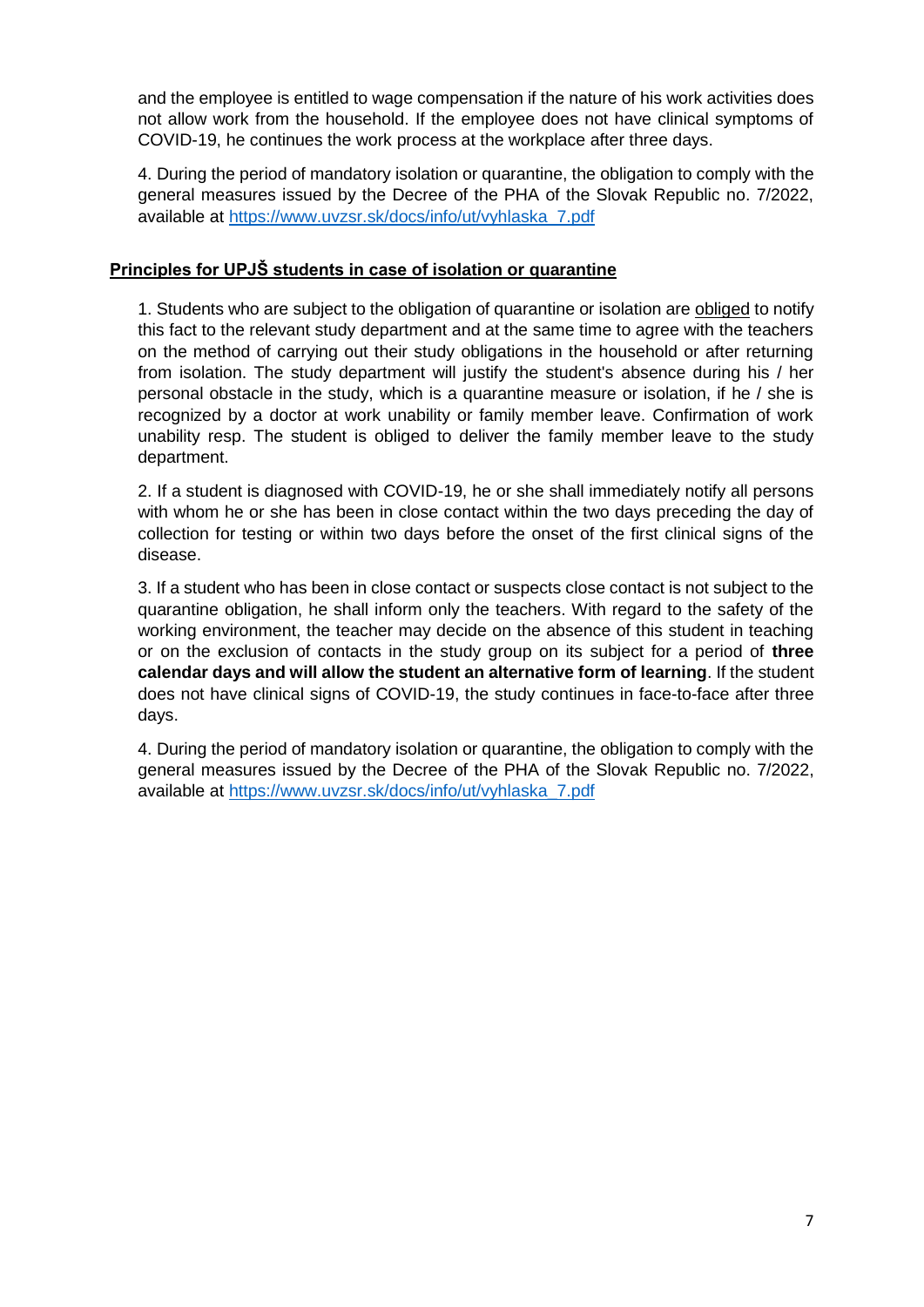and the employee is entitled to wage compensation if the nature of his work activities does not allow work from the household. If the employee does not have clinical symptoms of COVID-19, he continues the work process at the workplace after three days.

4. During the period of mandatory isolation or quarantine, the obligation to comply with the general measures issued by the Decree of the PHA of the Slovak Republic no. 7/2022, available at https://www.uvzsr.sk/docs/info/ut/vyhlaska_7.pdf

## Principles for UPJŠ students in case of isolation or quarantine

1. Students who are subject to the obligation of quarantine or isolation are obliged to notify this fact to the relevant study department and at the same time to agree with the teachers on the method of carrying out their study obligations in the household or after returning from isolation. The study department will justify the student's absence during his / her personal obstacle in the study, which is a quarantine measure or isolation, if he / she is recognized by a doctor at work unability or family member leave. Confirmation of work unability resp. The student is obliged to deliver the family member leave to the study department.

2. If a student is diagnosed with COVID-19, he or she shall immediately notify all persons with whom he or she has been in close contact within the two days preceding the day of collection for testing or within two days before the onset of the first clinical signs of the disease.

3. If a student who has been in close contact or suspects close contact is not subject to the quarantine obligation, he shall inform only the teachers. With regard to the safety of the working environment, the teacher may decide on the absence of this student in teaching or on the exclusion of contacts in the study group on its subject for a period of **three calendar days and will allow the student an alternative form of learning**. If the student does not have clinical signs of COVID-19, the study continues in face-to-face after three days.

4. During the period of mandatory isolation or quarantine, the obligation to comply with the general measures issued by the Decree of the PHA of the Slovak Republic no. 7/2022, available at https://www.uvzsr.sk/docs/info/ut/vyhlaska_7.pdf